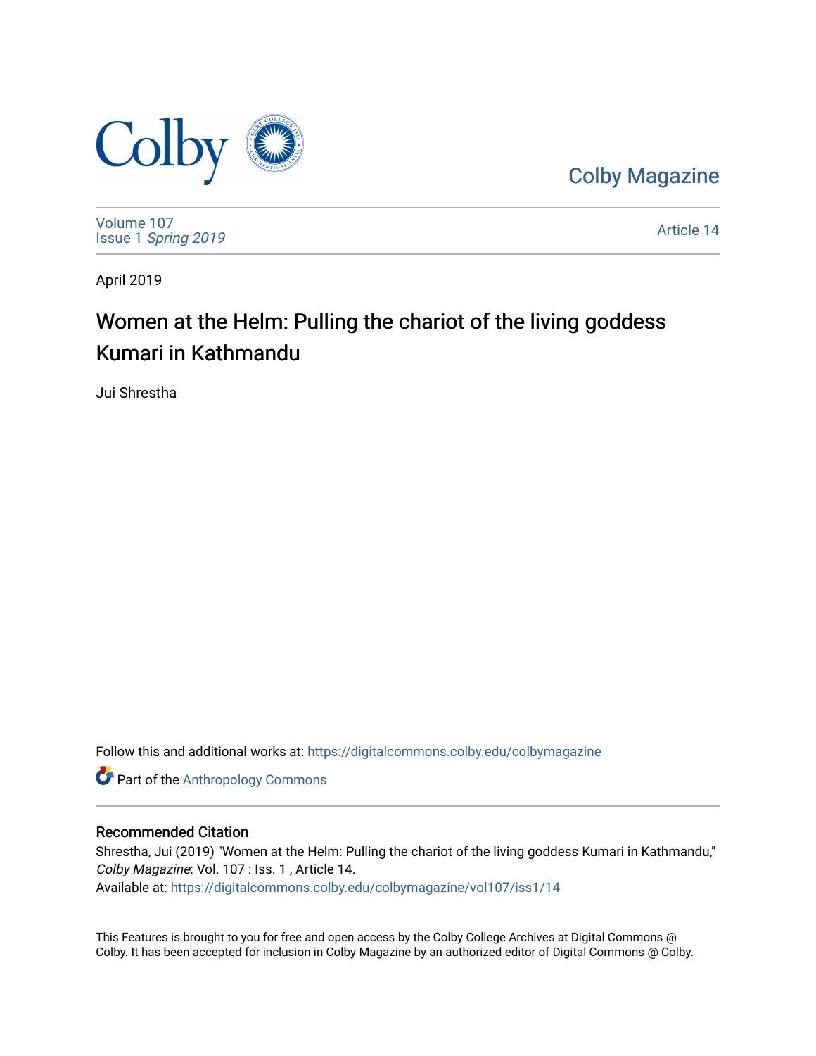Colby Magazine

Volume 107
Issue 1 *Spring 2019*

Article 14

April 2019

# Women at the Helm: Pulling the chariot of the living goddess Kumari in Kathmandu

Jui Shrestha

Follow this and additional works at: https://digitalcommons.colby.edu/colbymagazine

Part of the Anthropology Commons

## Recommended Citation

Shrestha, Jui (2019) "Women at the Helm: Pulling the chariot of the living goddess Kumari in Kathmandu," *Colby Magazine*: Vol. 107 : Iss. 1 , Article 14.
Available at: https://digitalcommons.colby.edu/colbymagazine/vol107/iss1/14

This Features is brought to you for free and open access by the Colby College Archives at Digital Commons @ Colby. It has been accepted for inclusion in Colby Magazine by an authorized editor of Digital Commons @ Colby.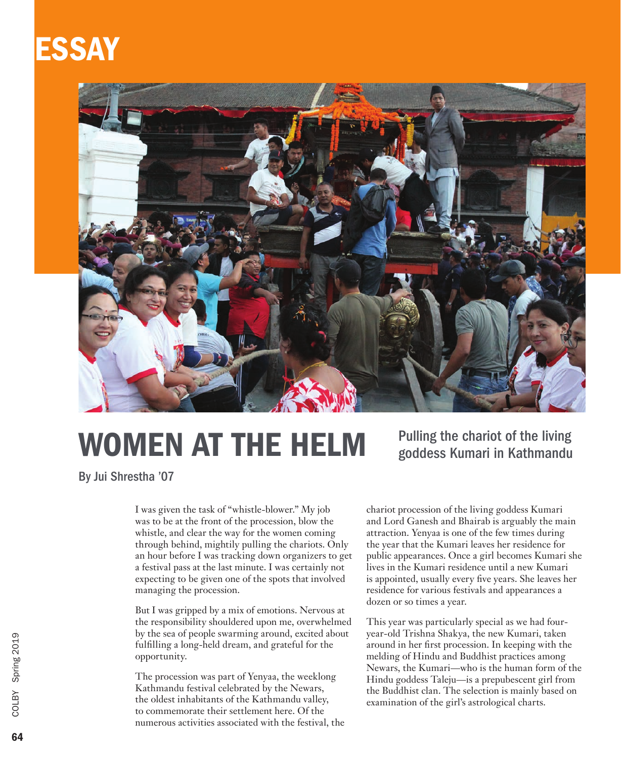ESSAY

# WOMEN AT THE HELM

## Pulling the chariot of the living goddess Kumari in Kathmandu

By Jui Shrestha '07

I was given the task of "whistle-blower." My job was to be at the front of the procession, blow the whistle, and clear the way for the women coming through behind, mightily pulling the chariots. Only an hour before I was tracking down organizers to get a festival pass at the last minute. I was certainly not expecting to be given one of the spots that involved managing the procession.

But I was gripped by a mix of emotions. Nervous at the responsibility shouldered upon me, overwhelmed by the sea of people swarming around, excited about fulfilling a long-held dream, and grateful for the opportunity.

The procession was part of Yenyaa, the weeklong Kathmandu festival celebrated by the Newars, the oldest inhabitants of the Kathmandu valley, to commemorate their settlement here. Of the numerous activities associated with the festival, the chariot procession of the living goddess Kumari and Lord Ganesh and Bhairab is arguably the main attraction. Yenyaa is one of the few times during the year that the Kumari leaves her residence for public appearances. Once a girl becomes Kumari she lives in the Kumari residence until a new Kumari is appointed, usually every five years. She leaves her residence for various festivals and appearances a dozen or so times a year.

This year was particularly special as we had four-year-old Trishna Shakya, the new Kumari, taken around in her first procession. In keeping with the melding of Hindu and Buddhist practices among Newars, the Kumari—who is the human form of the Hindu goddess Taleju—is a prepubescent girl from the Buddhist clan. The selection is mainly based on examination of the girl's astrological charts.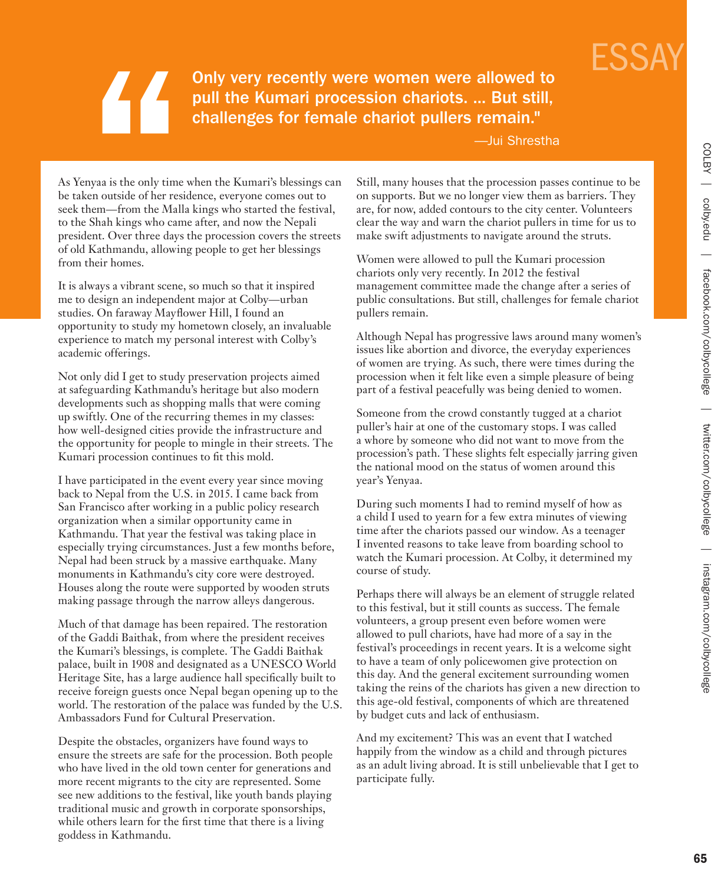ESSAY

> Only very recently were women were allowed to pull the Kumari procession chariots. ... But still, challenges for female chariot pullers remain."
>
> —Jui Shrestha

As Yenyaa is the only time when the Kumari's blessings can be taken outside of her residence, everyone comes out to seek them—from the Malla kings who started the festival, to the Shah kings who came after, and now the Nepali president. Over three days the procession covers the streets of old Kathmandu, allowing people to get her blessings from their homes.

It is always a vibrant scene, so much so that it inspired me to design an independent major at Colby—urban studies. On faraway Mayflower Hill, I found an opportunity to study my hometown closely, an invaluable experience to match my personal interest with Colby's academic offerings.

Not only did I get to study preservation projects aimed at safeguarding Kathmandu's heritage but also modern developments such as shopping malls that were coming up swiftly. One of the recurring themes in my classes: how well-designed cities provide the infrastructure and the opportunity for people to mingle in their streets. The Kumari procession continues to fit this mold.

I have participated in the event every year since moving back to Nepal from the U.S. in 2015. I came back from San Francisco after working in a public policy research organization when a similar opportunity came in Kathmandu. That year the festival was taking place in especially trying circumstances. Just a few months before, Nepal had been struck by a massive earthquake. Many monuments in Kathmandu's city core were destroyed. Houses along the route were supported by wooden struts making passage through the narrow alleys dangerous.

Much of that damage has been repaired. The restoration of the Gaddi Baithak, from where the president receives the Kumari's blessings, is complete. The Gaddi Baithak palace, built in 1908 and designated as a UNESCO World Heritage Site, has a large audience hall specifically built to receive foreign guests once Nepal began opening up to the world. The restoration of the palace was funded by the U.S. Ambassadors Fund for Cultural Preservation.

Despite the obstacles, organizers have found ways to ensure the streets are safe for the procession. Both people who have lived in the old town center for generations and more recent migrants to the city are represented. Some see new additions to the festival, like youth bands playing traditional music and growth in corporate sponsorships, while others learn for the first time that there is a living goddess in Kathmandu.

Still, many houses that the procession passes continue to be on supports. But we no longer view them as barriers. They are, for now, added contours to the city center. Volunteers clear the way and warn the chariot pullers in time for us to make swift adjustments to navigate around the struts.

Women were allowed to pull the Kumari procession chariots only very recently. In 2012 the festival management committee made the change after a series of public consultations. But still, challenges for female chariot pullers remain.

Although Nepal has progressive laws around many women's issues like abortion and divorce, the everyday experiences of women are trying. As such, there were times during the procession when it felt like even a simple pleasure of being part of a festival peacefully was being denied to women.

Someone from the crowd constantly tugged at a chariot puller's hair at one of the customary stops. I was called a whore by someone who did not want to move from the procession's path. These slights felt especially jarring given the national mood on the status of women around this year's Yenyaa.

During such moments I had to remind myself of how as a child I used to yearn for a few extra minutes of viewing time after the chariots passed our window. As a teenager I invented reasons to take leave from boarding school to watch the Kumari procession. At Colby, it determined my course of study.

Perhaps there will always be an element of struggle related to this festival, but it still counts as success. The female volunteers, a group present even before women were allowed to pull chariots, have had more of a say in the festival's proceedings in recent years. It is a welcome sight to have a team of only policewomen give protection on this day. And the general excitement surrounding women taking the reins of the chariots has given a new direction to this age-old festival, components of which are threatened by budget cuts and lack of enthusiasm.

And my excitement? This was an event that I watched happily from the window as a child and through pictures as an adult living abroad. It is still unbelievable that I get to participate fully.